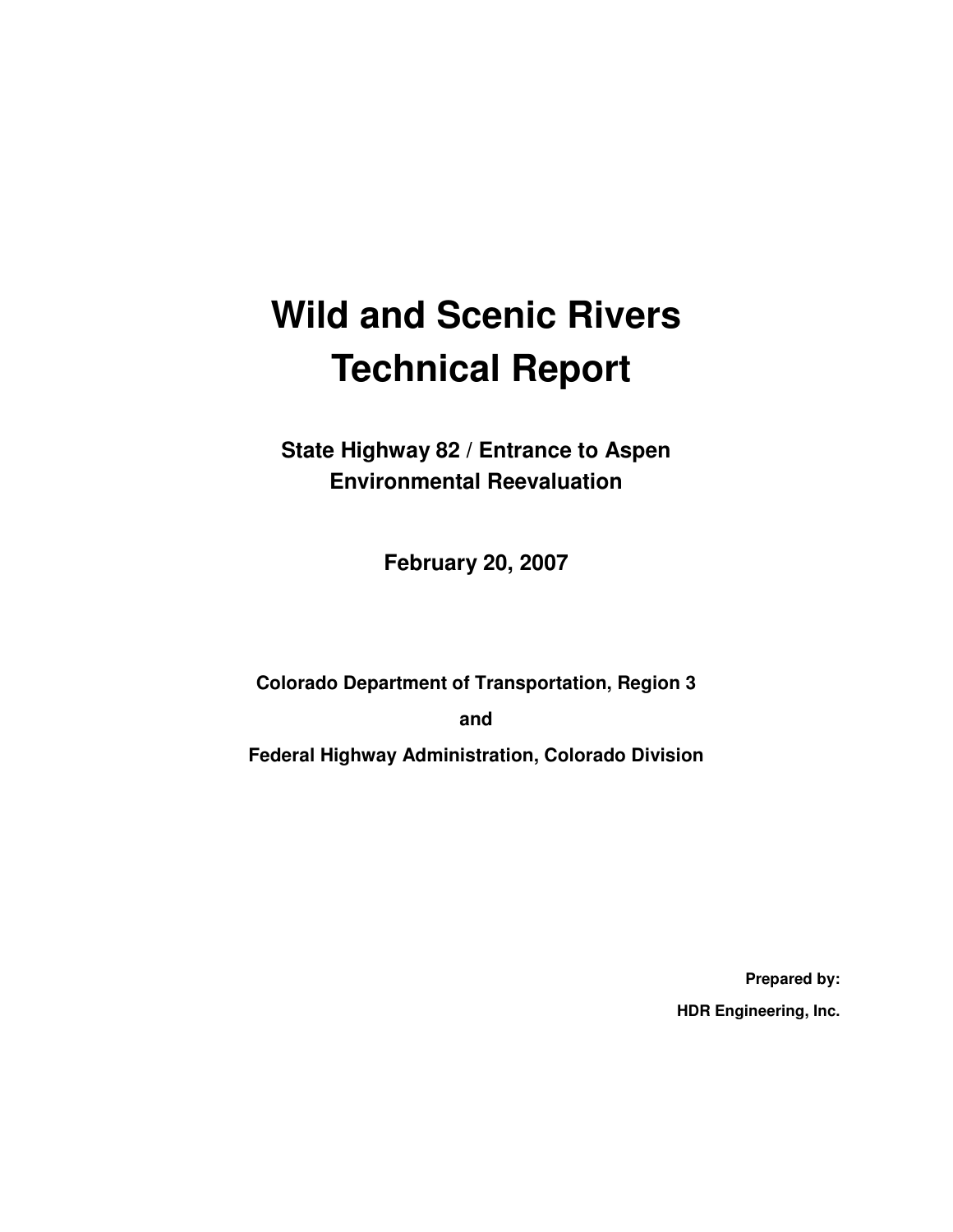# Wild and Scenic Rivers Technical Report

## State Highway 82 / Entrance to Aspen Environmental Reevaluation

**February 20, 2007**

**Colorado Department of Transportation, Region 3**

**and**

**Federal Highway Administration, Colorado Division**

**Prepared by:**

**HDR Engineering, Inc.**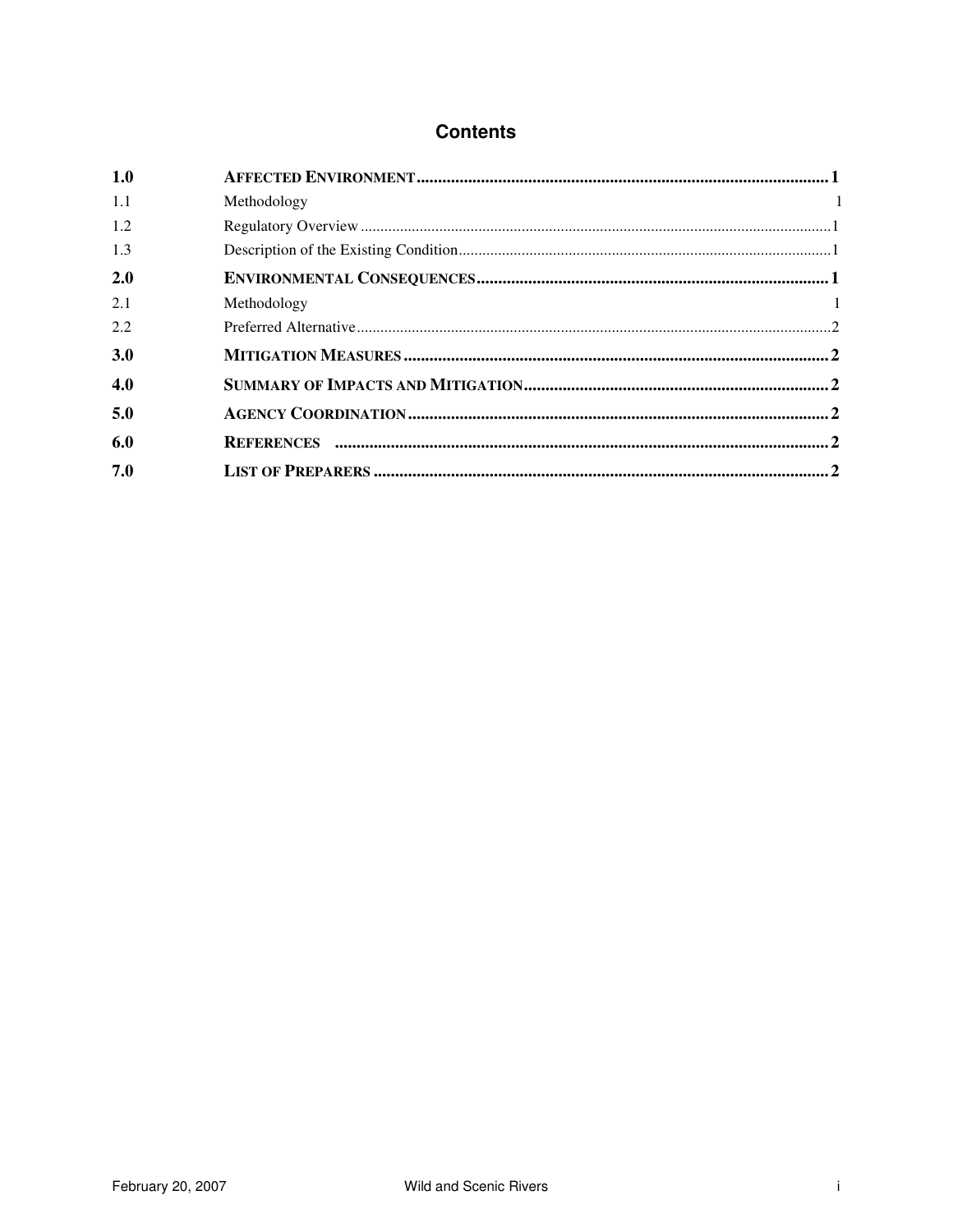# Contents

| | | |
|---|---|---|
| **1.0** | **AFFECTED ENVIRONMENT** | **1** |
| 1.1 | Methodology | 1 |
| 1.2 | Regulatory Overview | 1 |
| 1.3 | Description of the Existing Condition | 1 |
| **2.0** | **ENVIRONMENTAL CONSEQUENCES** | **1** |
| 2.1 | Methodology | 1 |
| 2.2 | Preferred Alternative | 2 |
| **3.0** | **MITIGATION MEASURES** | **2** |
| **4.0** | **SUMMARY OF IMPACTS AND MITIGATION** | **2** |
| **5.0** | **AGENCY COORDINATION** | **2** |
| **6.0** | **REFERENCES** | **2** |
| **7.0** | **LIST OF PREPARERS** | **2** |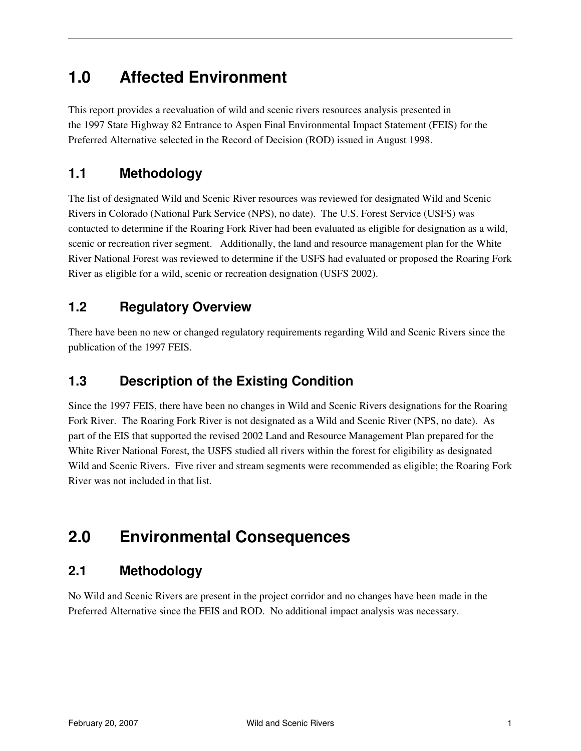# 1.0 Affected Environment

This report provides a reevaluation of wild and scenic rivers resources analysis presented in the 1997 State Highway 82 Entrance to Aspen Final Environmental Impact Statement (FEIS) for the Preferred Alternative selected in the Record of Decision (ROD) issued in August 1998.

## 1.1 Methodology

The list of designated Wild and Scenic River resources was reviewed for designated Wild and Scenic Rivers in Colorado (National Park Service (NPS), no date). The U.S. Forest Service (USFS) was contacted to determine if the Roaring Fork River had been evaluated as eligible for designation as a wild, scenic or recreation river segment. Additionally, the land and resource management plan for the White River National Forest was reviewed to determine if the USFS had evaluated or proposed the Roaring Fork River as eligible for a wild, scenic or recreation designation (USFS 2002).

## 1.2 Regulatory Overview

There have been no new or changed regulatory requirements regarding Wild and Scenic Rivers since the publication of the 1997 FEIS.

## 1.3 Description of the Existing Condition

Since the 1997 FEIS, there have been no changes in Wild and Scenic Rivers designations for the Roaring Fork River. The Roaring Fork River is not designated as a Wild and Scenic River (NPS, no date). As part of the EIS that supported the revised 2002 Land and Resource Management Plan prepared for the White River National Forest, the USFS studied all rivers within the forest for eligibility as designated Wild and Scenic Rivers. Five river and stream segments were recommended as eligible; the Roaring Fork River was not included in that list.

# 2.0 Environmental Consequences

## 2.1 Methodology

No Wild and Scenic Rivers are present in the project corridor and no changes have been made in the Preferred Alternative since the FEIS and ROD. No additional impact analysis was necessary.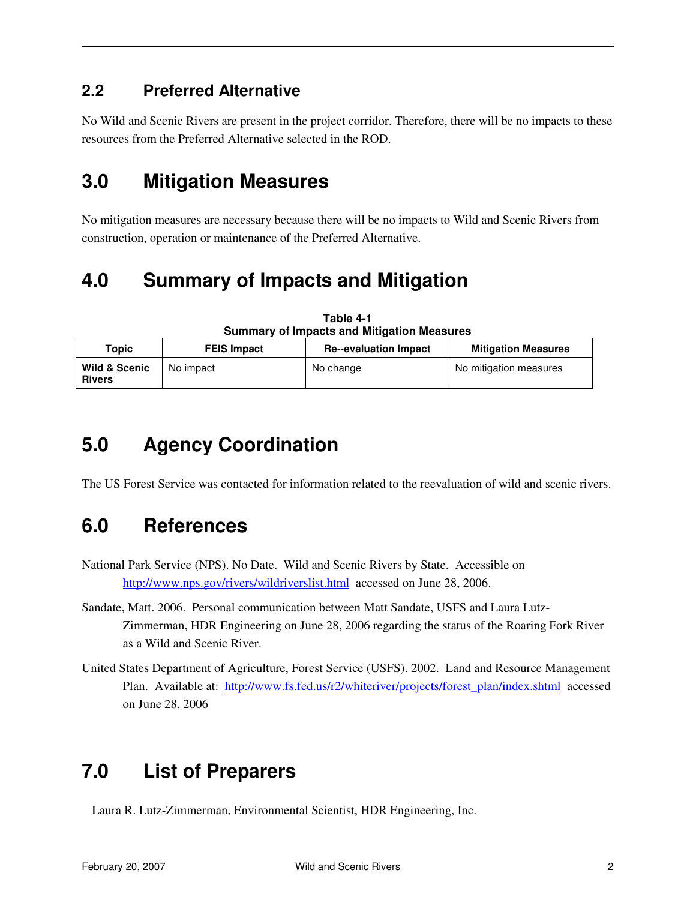### 2.2 Preferred Alternative

No Wild and Scenic Rivers are present in the project corridor. Therefore, there will be no impacts to these resources from the Preferred Alternative selected in the ROD.

## 3.0 Mitigation Measures

No mitigation measures are necessary because there will be no impacts to Wild and Scenic Rivers from construction, operation or maintenance of the Preferred Alternative.

## 4.0 Summary of Impacts and Mitigation

**Table 4-1**
**Summary of Impacts and Mitigation Measures**

| Topic | FEIS Impact | Re--evaluation Impact | Mitigation Measures |
|---|---|---|---|
| **Wild & Scenic Rivers** | No impact | No change | No mitigation measures |

## 5.0 Agency Coordination

The US Forest Service was contacted for information related to the reevaluation of wild and scenic rivers.

## 6.0 References

National Park Service (NPS). No Date. Wild and Scenic Rivers by State. Accessible on http://www.nps.gov/rivers/wildriverslist.html accessed on June 28, 2006.

Sandate, Matt. 2006. Personal communication between Matt Sandate, USFS and Laura Lutz-Zimmerman, HDR Engineering on June 28, 2006 regarding the status of the Roaring Fork River as a Wild and Scenic River.

United States Department of Agriculture, Forest Service (USFS). 2002. Land and Resource Management Plan. Available at: http://www.fs.fed.us/r2/whiteriver/projects/forest_plan/index.shtml accessed on June 28, 2006

## 7.0 List of Preparers

Laura R. Lutz-Zimmerman, Environmental Scientist, HDR Engineering, Inc.